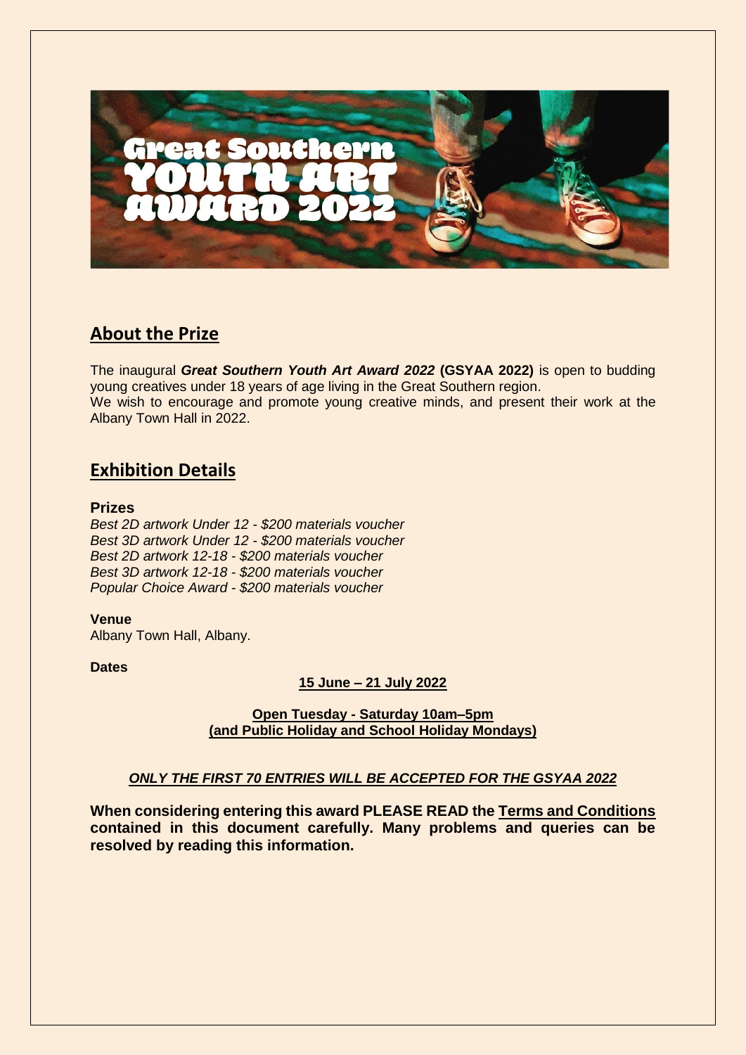# Great Southern YOUTH ART AWARD 2022

## About the Prize

The inaugural ***Great Southern Youth Art Award 2022*** **(GSYAA 2022)** is open to budding young creatives under 18 years of age living in the Great Southern region.
We wish to encourage and promote young creative minds, and present their work at the Albany Town Hall in 2022.

## Exhibition Details

### Prizes

*Best 2D artwork Under 12 - $200 materials voucher*
*Best 3D artwork Under 12 - $200 materials voucher*
*Best 2D artwork 12-18 - $200 materials voucher*
*Best 3D artwork 12-18 - $200 materials voucher*
*Popular Choice Award - $200 materials voucher*

**Venue**
Albany Town Hall, Albany.

**Dates**

**15 June – 21 July 2022**

**Open Tuesday - Saturday 10am–5pm**
**(and Public Holiday and School Holiday Mondays)**

***ONLY THE FIRST 70 ENTRIES WILL BE ACCEPTED FOR THE GSYAA 2022***

**When considering entering this award PLEASE READ the Terms and Conditions contained in this document carefully. Many problems and queries can be resolved by reading this information.**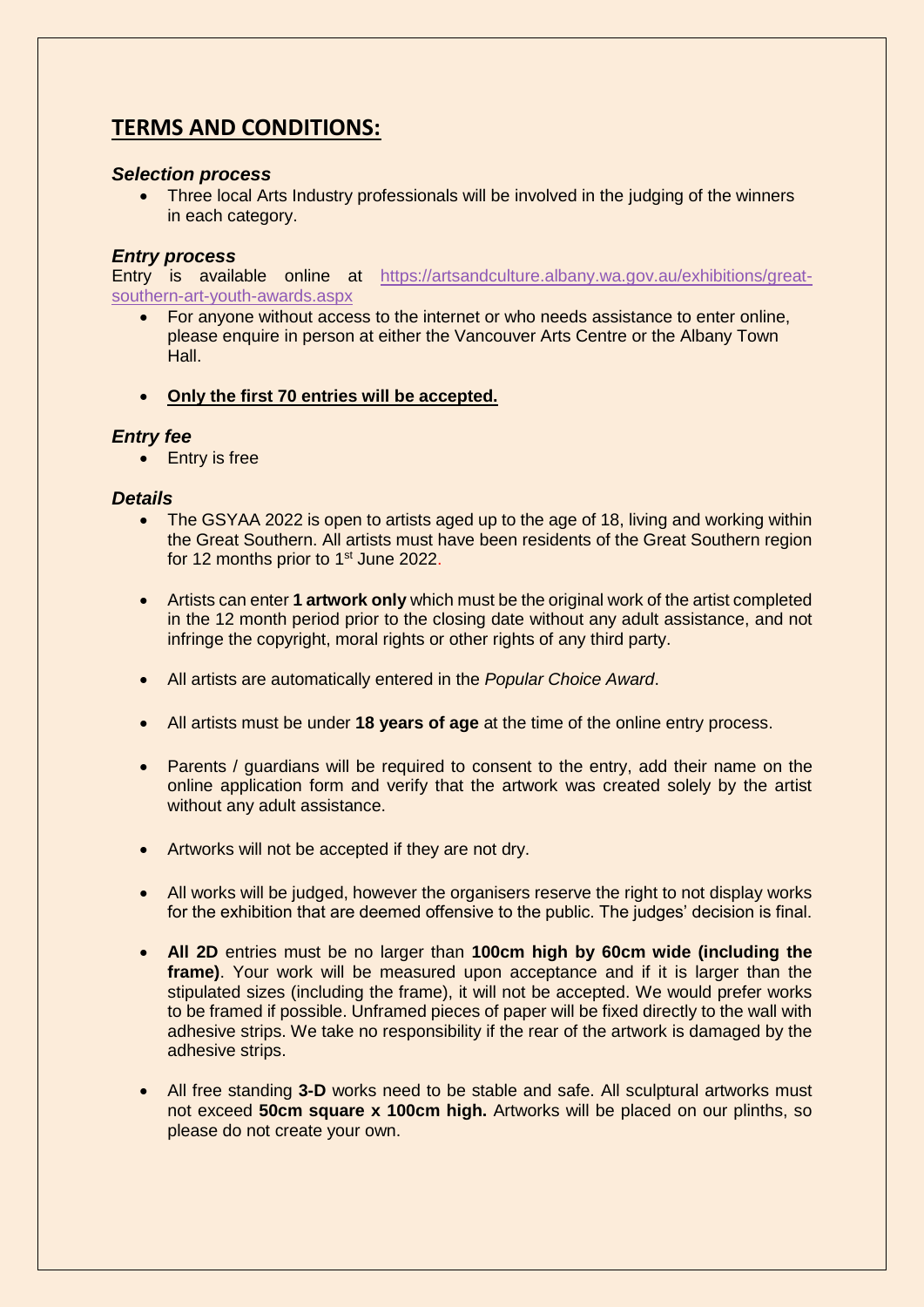## TERMS AND CONDITIONS:

### *Selection process*

- Three local Arts Industry professionals will be involved in the judging of the winners in each category.

### *Entry process*

Entry is available online at https://artsandculture.albany.wa.gov.au/exhibitions/great-southern-art-youth-awards.aspx

- For anyone without access to the internet or who needs assistance to enter online, please enquire in person at either the Vancouver Arts Centre or the Albany Town Hall.
- **Only the first 70 entries will be accepted.**

### *Entry fee*

- Entry is free

### *Details*

- The GSYAA 2022 is open to artists aged up to the age of 18, living and working within the Great Southern. All artists must have been residents of the Great Southern region for 12 months prior to 1st June 2022.
- Artists can enter **1 artwork only** which must be the original work of the artist completed in the 12 month period prior to the closing date without any adult assistance, and not infringe the copyright, moral rights or other rights of any third party.
- All artists are automatically entered in the *Popular Choice Award*.
- All artists must be under **18 years of age** at the time of the online entry process.
- Parents / guardians will be required to consent to the entry, add their name on the online application form and verify that the artwork was created solely by the artist without any adult assistance.
- Artworks will not be accepted if they are not dry.
- All works will be judged, however the organisers reserve the right to not display works for the exhibition that are deemed offensive to the public. The judges' decision is final.
- **All 2D** entries must be no larger than **100cm high by 60cm wide (including the frame)**. Your work will be measured upon acceptance and if it is larger than the stipulated sizes (including the frame), it will not be accepted. We would prefer works to be framed if possible. Unframed pieces of paper will be fixed directly to the wall with adhesive strips. We take no responsibility if the rear of the artwork is damaged by the adhesive strips.
- All free standing **3-D** works need to be stable and safe. All sculptural artworks must not exceed **50cm square x 100cm high.** Artworks will be placed on our plinths, so please do not create your own.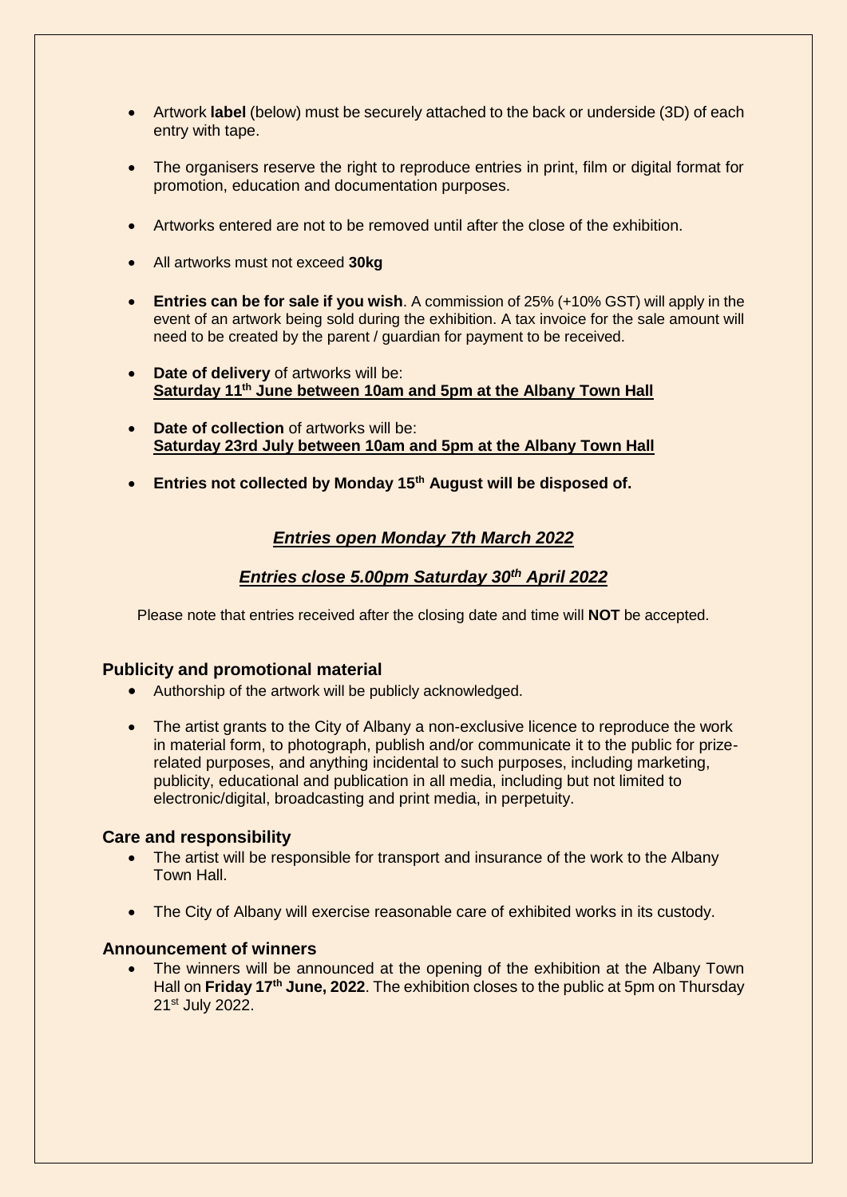- Artwork **label** (below) must be securely attached to the back or underside (3D) of each entry with tape.
- The organisers reserve the right to reproduce entries in print, film or digital format for promotion, education and documentation purposes.
- Artworks entered are not to be removed until after the close of the exhibition.
- All artworks must not exceed **30kg**
- **Entries can be for sale if you wish**. A commission of 25% (+10% GST) will apply in the event of an artwork being sold during the exhibition. A tax invoice for the sale amount will need to be created by the parent / guardian for payment to be received.
- **Date of delivery** of artworks will be:
  **Saturday 11th June between 10am and 5pm at the Albany Town Hall**
- **Date of collection** of artworks will be:
  **Saturday 23rd July between 10am and 5pm at the Albany Town Hall**
- **Entries not collected by Monday 15th August will be disposed of.**

***Entries open Monday 7th March 2022***

***Entries close 5.00pm Saturday 30th April 2022***

Please note that entries received after the closing date and time will **NOT** be accepted.

## Publicity and promotional material

- Authorship of the artwork will be publicly acknowledged.
- The artist grants to the City of Albany a non-exclusive licence to reproduce the work in material form, to photograph, publish and/or communicate it to the public for prize-related purposes, and anything incidental to such purposes, including marketing, publicity, educational and publication in all media, including but not limited to electronic/digital, broadcasting and print media, in perpetuity.

## Care and responsibility

- The artist will be responsible for transport and insurance of the work to the Albany Town Hall.
- The City of Albany will exercise reasonable care of exhibited works in its custody.

## Announcement of winners

- The winners will be announced at the opening of the exhibition at the Albany Town Hall on **Friday 17th June, 2022**. The exhibition closes to the public at 5pm on Thursday 21st July 2022.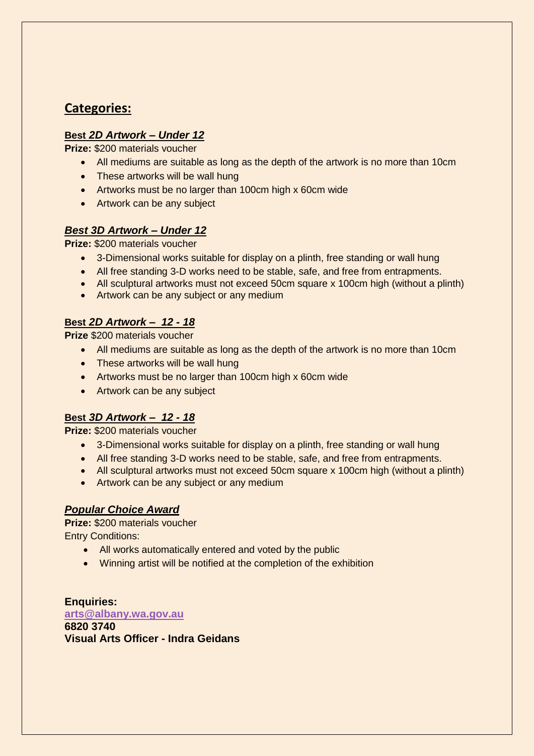## Categories:

### **Best** ***2D Artwork – Under 12***

**Prize:** $200 materials voucher

- All mediums are suitable as long as the depth of the artwork is no more than 10cm
- These artworks will be wall hung
- Artworks must be no larger than 100cm high x 60cm wide
- Artwork can be any subject

### ***Best 3D Artwork – Under 12***

**Prize:** $200 materials voucher

- 3-Dimensional works suitable for display on a plinth, free standing or wall hung
- All free standing 3-D works need to be stable, safe, and free from entrapments.
- All sculptural artworks must not exceed 50cm square x 100cm high (without a plinth)
- Artwork can be any subject or any medium

### **Best** ***2D Artwork – 12 - 18***

**Prize** $200 materials voucher

- All mediums are suitable as long as the depth of the artwork is no more than 10cm
- These artworks will be wall hung
- Artworks must be no larger than 100cm high x 60cm wide
- Artwork can be any subject

### **Best** ***3D Artwork – 12 - 18***

**Prize:** $200 materials voucher

- 3-Dimensional works suitable for display on a plinth, free standing or wall hung
- All free standing 3-D works need to be stable, safe, and free from entrapments.
- All sculptural artworks must not exceed 50cm square x 100cm high (without a plinth)
- Artwork can be any subject or any medium

### ***Popular Choice Award***

**Prize:** $200 materials voucher

Entry Conditions:

- All works automatically entered and voted by the public
- Winning artist will be notified at the completion of the exhibition

**Enquiries:**

**arts@albany.wa.gov.au**

**6820 3740**

**Visual Arts Officer - Indra Geidans**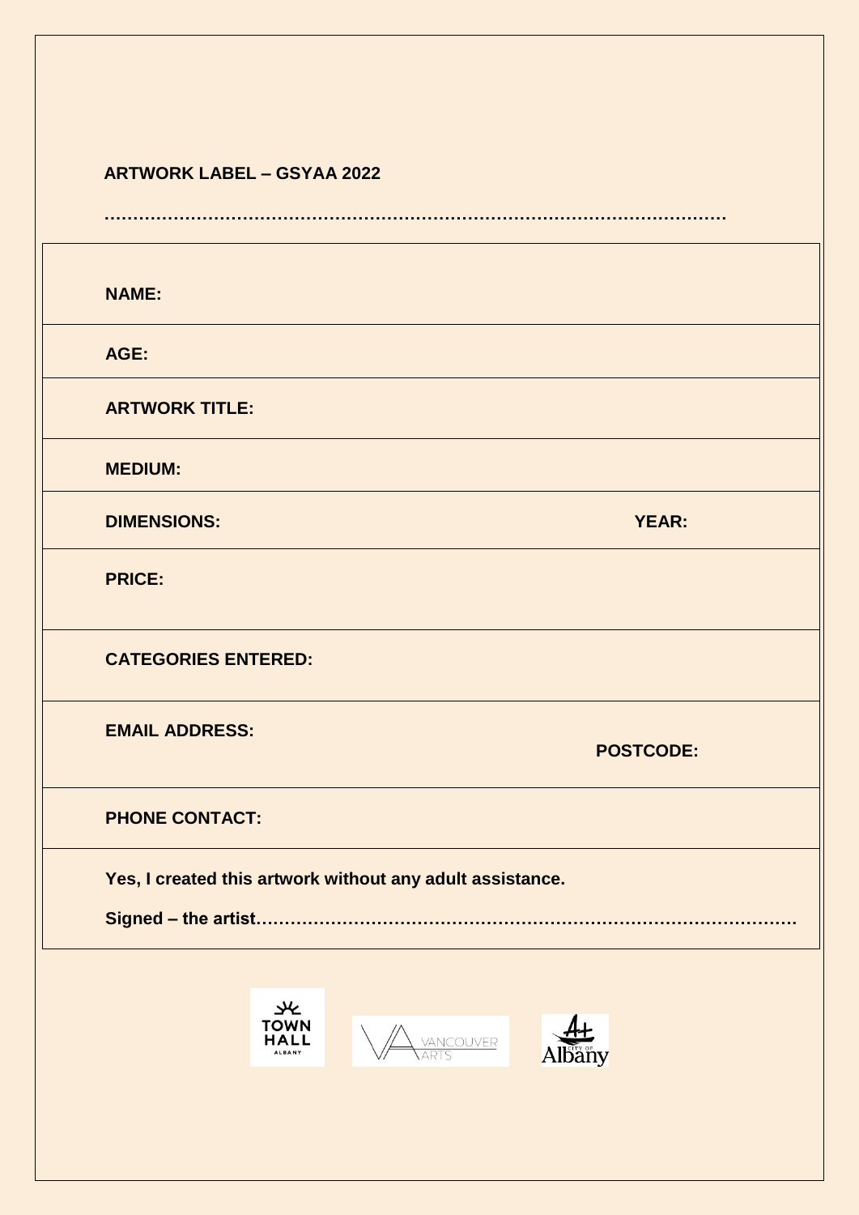**ARTWORK LABEL – GSYAA 2022**

…………………………………………………………………………………………………

| | |
|---|---|
| **NAME:** | |
| **AGE:** | |
| **ARTWORK TITLE:** | |
| **MEDIUM:** | |
| **DIMENSIONS:** | **YEAR:** |
| **PRICE:** | |
| **CATEGORIES ENTERED:** | |
| **EMAIL ADDRESS:** | **POSTCODE:** |
| **PHONE CONTACT:** | |
| **Yes, I created this artwork without any adult assistance.** **Signed – the artist**……………………………………………………………………………… | |